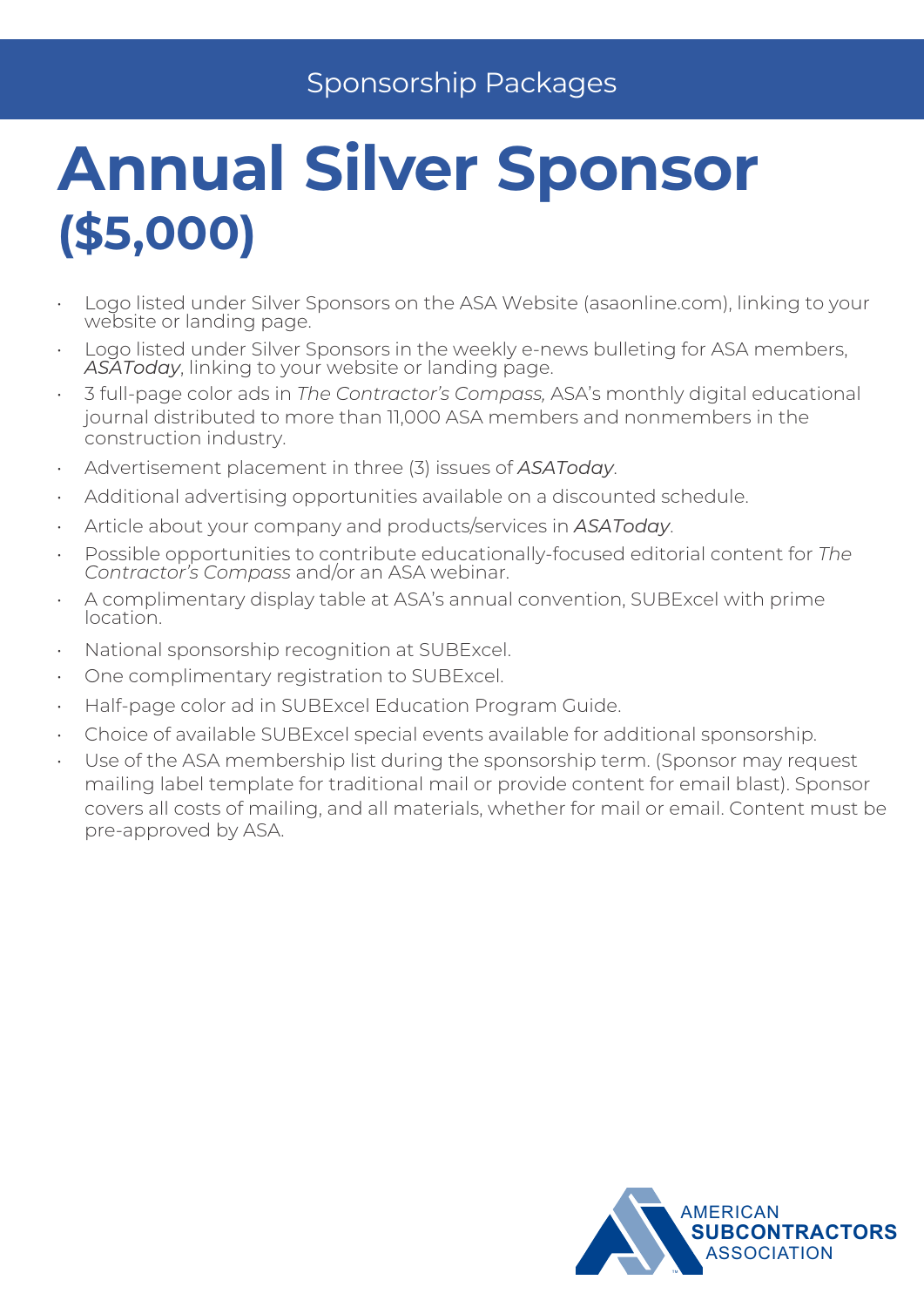Sponsorship Packages

# Annual Silver Sponsor ($5,000)

- Logo listed under Silver Sponsors on the ASA Website (asaonline.com), linking to your website or landing page.
- Logo listed under Silver Sponsors in the weekly e-news bulleting for ASA members, *ASAToday*, linking to your website or landing page.
- 3 full-page color ads in *The Contractor's Compass,* ASA's monthly digital educational journal distributed to more than 11,000 ASA members and nonmembers in the construction industry.
- Advertisement placement in three (3) issues of *ASAToday*.
- Additional advertising opportunities available on a discounted schedule.
- Article about your company and products/services in *ASAToday*.
- Possible opportunities to contribute educationally-focused editorial content for *The Contractor's Compass* and/or an ASA webinar.
- A complimentary display table at ASA's annual convention, SUBExcel with prime location.
- National sponsorship recognition at SUBExcel.
- One complimentary registration to SUBExcel.
- Half-page color ad in SUBExcel Education Program Guide.
- Choice of available SUBExcel special events available for additional sponsorship.
- Use of the ASA membership list during the sponsorship term. (Sponsor may request mailing label template for traditional mail or provide content for email blast). Sponsor covers all costs of mailing, and all materials, whether for mail or email. Content must be pre-approved by ASA.

AMERICAN SUBCONTRACTORS ASSOCIATION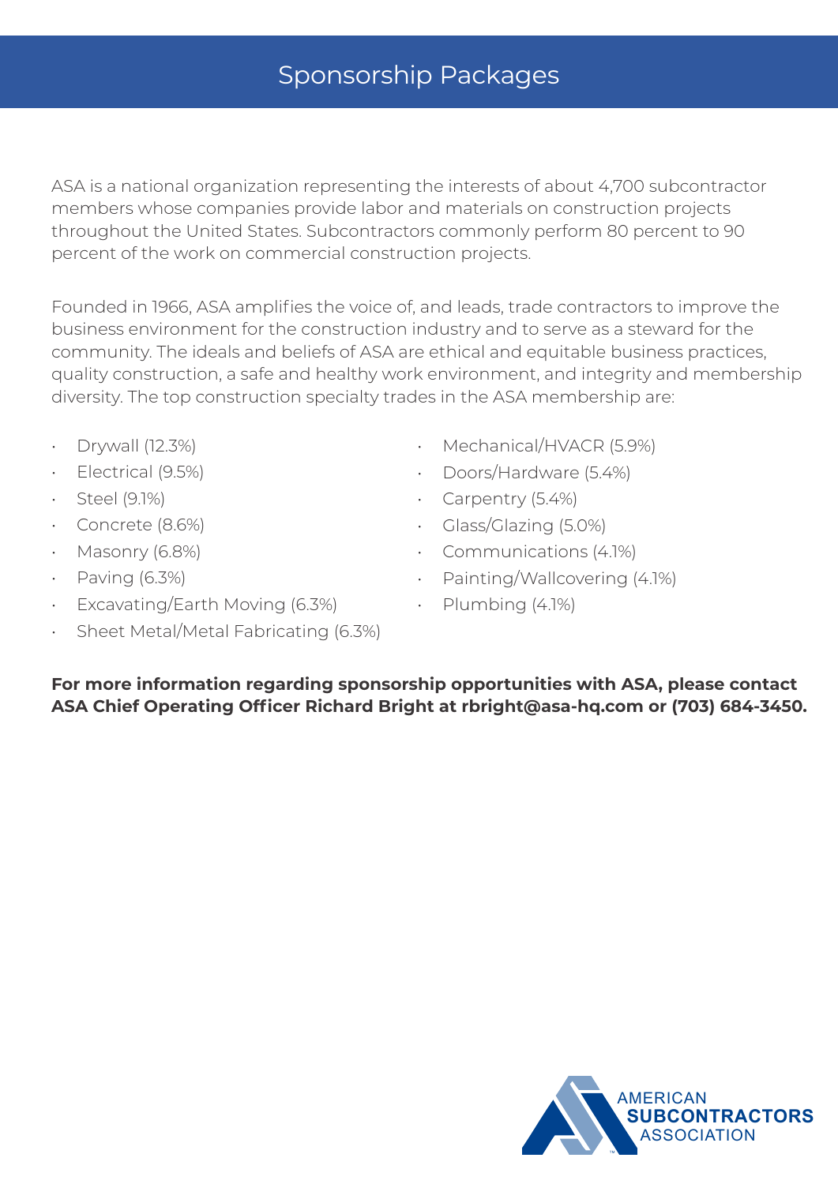# Sponsorship Packages

ASA is a national organization representing the interests of about 4,700 subcontractor members whose companies provide labor and materials on construction projects throughout the United States. Subcontractors commonly perform 80 percent to 90 percent of the work on commercial construction projects.

Founded in 1966, ASA amplifies the voice of, and leads, trade contractors to improve the business environment for the construction industry and to serve as a steward for the community. The ideals and beliefs of ASA are ethical and equitable business practices, quality construction, a safe and healthy work environment, and integrity and membership diversity. The top construction specialty trades in the ASA membership are:

- Drywall (12.3%)
- Electrical (9.5%)
- Steel (9.1%)
- Concrete (8.6%)
- Masonry (6.8%)
- Paving (6.3%)
- Excavating/Earth Moving (6.3%)
- Sheet Metal/Metal Fabricating (6.3%)
- Mechanical/HVACR (5.9%)
- Doors/Hardware (5.4%)
- Carpentry (5.4%)
- Glass/Glazing (5.0%)
- Communications (4.1%)
- Painting/Wallcovering (4.1%)
- Plumbing (4.1%)

**For more information regarding sponsorship opportunities with ASA, please contact ASA Chief Operating Officer Richard Bright at rbright@asa-hq.com or (703) 684-3450.**

AMERICAN SUBCONTRACTORS ASSOCIATION